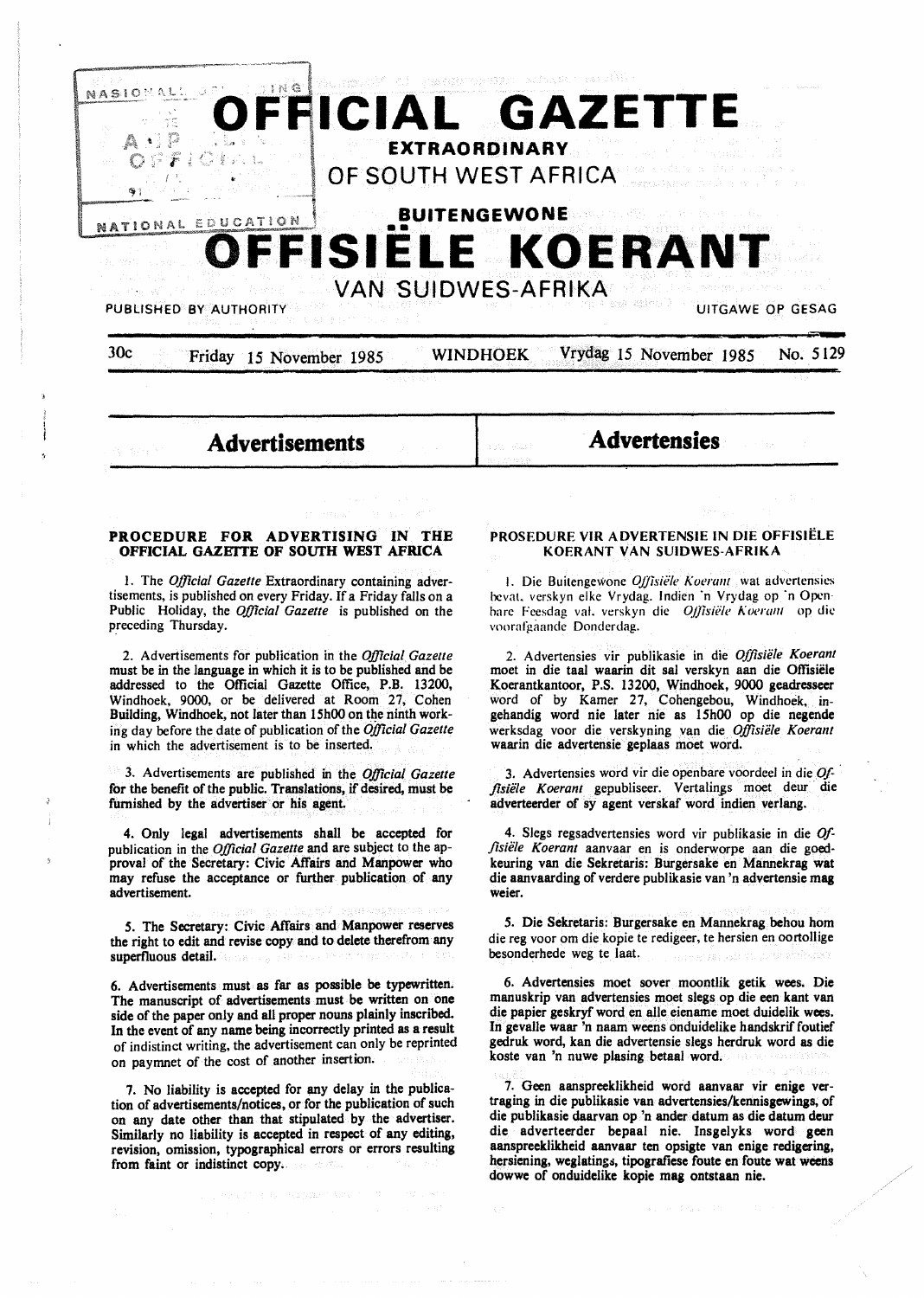# OFFICIAL GAZETTE

**EXTRAORDINARY**

OF SOUTH WEST AFRICA

**BUITENGEWONE**

# OFFISIËLE KOERANT

VAN SUIDWES-AFRIKA

PUBLISHED BY AUTHORITY — UITGAWE OP GESAG

30c — Friday 15 November 1985 — WINDHOEK — Vrydag 15 November 1985 — No. 5129

## Advertisements

## Advertensies

### PROCEDURE FOR ADVERTISING IN THE OFFICIAL GAZETTE OF SOUTH WEST AFRICA

1. The *Official Gazette* Extraordinary containing advertisements, is published on every Friday. If a Friday falls on a Public Holiday, the *Official Gazette* is published on the preceding Thursday.

2. Advertisements for publication in the *Official Gazette* must be in the language in which it is to be published and be addressed to the Official Gazette Office, P.B. 13200, Windhoek, 9000, or be delivered at Room 27, Cohen Building, Windhoek, not later than 15h00 on the ninth working day before the date of publication of the *Official Gazette* in which the advertisement is to be inserted.

3. Advertisements are published in the *Official Gazette* for the benefit of the public. Translations, if desired, must be furnished by the advertiser or his agent.

4. Only legal advertisements shall be accepted for publication in the *Official Gazette* and are subject to the approval of the Secretary: Civic Affairs and Manpower who may refuse the acceptance or further publication of any advertisement.

5. The Secretary: Civic Affairs and Manpower reserves the right to edit and revise copy and to delete therefrom any superfluous detail.

6. Advertisements must as far as possible be typewritten. The manuscript of advertisements must be written on one side of the paper only and all proper nouns plainly inscribed. In the event of any name being incorrectly printed as a result of indistinct writing, the advertisement can only be reprinted on paymnet of the cost of another insertion.

7. No liability is accepted for any delay in the publication of advertisements/notices, or for the publication of such on any date other than that stipulated by the advertiser. Similarly no liability is accepted in respect of any editing, revision, omission, typographical errors or errors resulting from faint or indistinct copy.

### PROSEDURE VIR ADVERTENSIE IN DIE OFFISIËLE KOERANT VAN SUIDWES-AFRIKA

1. Die Buitengewone *Offisiële Koerant* wat advertensies bevat, verskyn elke Vrydag. Indien 'n Vrydag op 'n Openbare Feesdag val, verskyn die *Offisiële Koerant* op die voorafgaande Donderdag.

2. Advertensies vir publikasie in die *Offisiële Koerant* moet in die taal waarin dit sal verskyn aan die Offisiële Koerantkantoor, P.S. 13200, Windhoek, 9000 geadresseer word of by Kamer 27, Cohengebou, Windhoek, ingehandig word nie later nie as 15h00 op die negende werksdag voor die verskyning van die *Offisiële Koerant* waarin die advertensie geplaas moet word.

3. Advertensies word vir die openbare voordeel in die *Offisiële Koerant* gepubliseer. Vertalings moet deur die adverteerder of sy agent verskaf word indien verlang.

4. Slegs regsadvertensies word vir publikasie in die *Offisiële Koerant* aanvaar en is onderworpe aan die goedkeuring van die Sekretaris: Burgersake en Mannekrag wat die aanvaarding of verdere publikasie van 'n advertensie mag weier.

5. Die Sekretaris: Burgersake en Mannekrag behou hom die reg voor om die kopie te redigeer, te hersien en oortollige besonderhede weg te laat.

6. Advertensies moet sover moontlik getik wees. Die manuskrip van advertensies moet slegs op die een kant van die papier geskryf word en alle eiename moet duidelik wees. In gevalle waar 'n naam weens onduidelike handskrif foutief gedruk word, kan die advertensie slegs herdruk word as die koste van 'n nuwe plasing betaal word.

7. Geen aanspreeklikheid word aanvaar vir enige vertraging in die publikasie van advertensies/kennisgewings, of die publikasie daarvan op 'n ander datum as die datum deur die adverteerder bepaal nie. Insgelyks word geen aanspreeklikheid aanvaar ten opsigte van enige redigering, hersiening, weglatings, tipografiese foute en foute wat weens dowwe of onduidelike kopie mag ontstaan nie.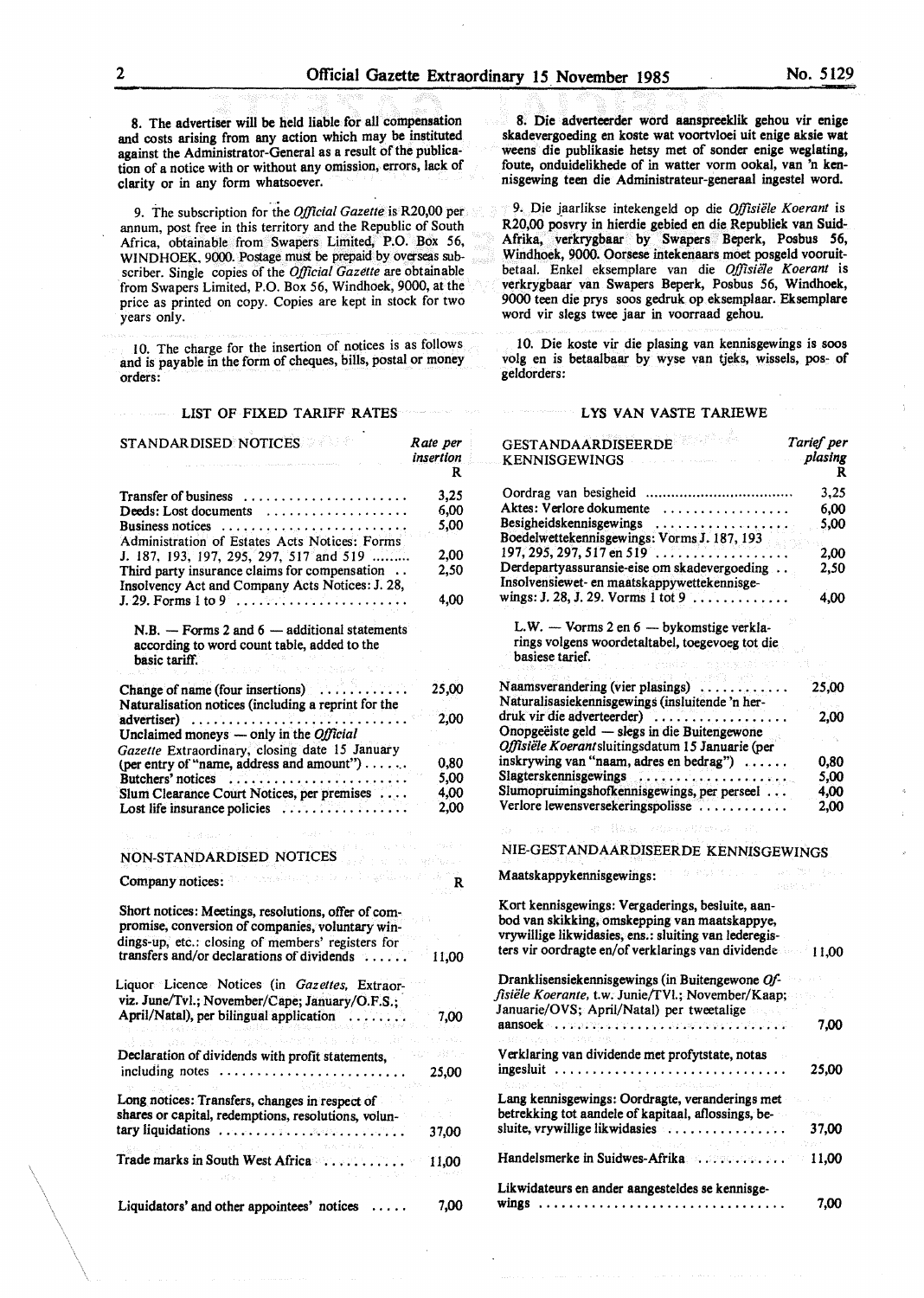8. The advertiser will be held liable for all compensation and costs arising from any action which may be instituted against the Administrator-General as a result of the publication of a notice with or without any omission, errors, lack of clarity or in any form whatsoever.

9. The subscription for the *Official Gazette* is R20,00 per annum, post free in this territory and the Republic of South Africa, obtainable from Swapers Limited, P.O. Box 56, WINDHOEK, 9000. Postage must be prepaid by overseas subscriber. Single copies of the *Official Gazette* are obtainable from Swapers Limited, P.O. Box 56, Windhoek, 9000, at the price as printed on copy. Copies are kept in stock for two years only.

10. The charge for the insertion of notices is as follows and is payable in the form of cheques, bills, postal or money orders:

LIST OF FIXED TARIFF RATES

| STANDARDISED NOTICES | Rate per insertion R |
|---|---|
| Transfer of business | 3,25 |
| Deeds: Lost documents | 6,00 |
| Business notices | 5,00 |
| Administration of Estates Acts Notices: Forms J. 187, 193, 197, 295, 297, 517 and 519 | 2,00 |
| Third party insurance claims for compensation | 2,50 |
| Insolvency Act and Company Acts Notices: J. 28, J. 29. Forms 1 to 9 | 4,00 |
| N.B. — Forms 2 and 6 — additional statements according to word count table, added to the basic tariff. | |
| Change of name (four insertions) | 25,00 |
| Naturalisation notices (including a reprint for the advertiser) | 2,00 |
| Unclaimed moneys — only in the *Official Gazette* Extraordinary, closing date 15 January (per entry of "name, address and amount") | 0,80 |
| Butchers' notices | 5,00 |
| Slum Clearance Court Notices, per premises | 4,00 |
| Lost life insurance policies | 2,00 |

| NON-STANDARDISED NOTICES | |
|---|---|
| Company notices: | R |
| Short notices: Meetings, resolutions, offer of compromise, conversion of companies, voluntary windings-up, etc.: closing of members' registers for transfers and/or declarations of dividends | 11,00 |
| Liquor Licence Notices (in *Gazettes*, Extraorviz. June/Tvl.; November/Cape; January/O.F.S.; April/Natal), per bilingual application | 7,00 |
| Declaration of dividends with profit statements, including notes | 25,00 |
| Long notices: Transfers, changes in respect of shares or capital, redemptions, resolutions, voluntary liquidations | 37,00 |
| Trade marks in South West Africa | 11,00 |
| Liquidators' and other appointees' notices | 7,00 |

8. Die adverteerder word aanspreeklik gehou vir enige skadevergoeding en koste wat voortvloei uit enige aksie wat weens die publikasie hetsy met of sonder enige weglating, foute, onduidelikhede of in watter vorm ookal, van 'n kennisgewing teen die Administrateur-generaal ingestel word.

9. Die jaarlikse intekengeld op die *Offisiële Koerant* is R20,00 posvry in hierdie gebied en die Republiek van Suid-Afrika, verkrygbaar by Swapers Beperk, Posbus 56, Windhoek, 9000. Oorsese intekenaars moet posgeld vooruitbetaal. Enkel eksemplare van die *Offisiële Koerant* is verkrygbaar van Swapers Beperk, Posbus 56, Windhoek, 9000 teen die prys soos gedruk op eksemplaar. Eksemplare word vir slegs twee jaar in voorraad gehou.

10. Die koste vir die plasing van kennisgewings is soos volg en is betaalbaar by wyse van tjeks, wissels, pos- of geldorders:

LYS VAN VASTE TARIEWE

| GESTANDAARDISEERDE KENNISGEWINGS | Tarief per plasing R |
|---|---|
| Oordrag van besigheid | 3,25 |
| Aktes: Verlore dokumente | 6,00 |
| Besigheidskennisgewings | 5,00 |
| Boedelwettekennisgewings: Vorms J. 187, 193 197, 295, 297, 517 en 519 | 2,00 |
| Derdepartyassuransie-eise om skadevergoeding | 2,50 |
| Insolvensiewet- en maatskappywettekennisgewings: J. 28, J. 29. Vorms 1 tot 9 | 4,00 |
| L.W. — Vorms 2 en 6 — bykomstige verklarings volgens woordetaltabel, toegevoeg tot die basiese tarief. | |
| Naamsverandering (vier plasings) | 25,00 |
| Naturalisasiekennisgewings (insluitende 'n herdruk vir die adverteerder) | 2,00 |
| Onopgeëiste geld — slegs in die Buitengewone *Offisiële Koerant* sluitingsdatum 15 Januarie (per inskrywing van "naam, adres en bedrag") | 0,80 |
| Slagterskennisgewings | 5,00 |
| Slumopruimingshofkennisgewings, per perseel | 4,00 |
| Verlore lewensversekeringspolisse | 2,00 |

| NIE-GESTANDAARDISEERDE KENNISGEWINGS | |
|---|---|
| Maatskappykennisgewings: | |
| Kort kennisgewings: Vergaderings, besluite, aanbod van skikking, omskepping van maatskappye, vrywillige likwidasies, ens.: sluiting van lederegisters vir oordragte en/of verklarings van dividende | 11,00 |
| Dranklisensiekennisgewings (in Buitengewone *Offisiële Koerante*, t.w. Junie/TVl.; November/Kaap; Januarie/OVS; April/Natal) per tweetalige aansoek | 7,00 |
| Verklaring van dividende met profytstate, notas ingesluit | 25,00 |
| Lang kennisgewings: Oordragte, veranderings met betrekking tot aandele of kapitaal, aflossings, besluite, vrywillige likwidasies | 37,00 |
| Handelsmerke in Suidwes-Afrika | 11,00 |
| Likwidateurs en ander aangesteldes se kennisgewings | 7,00 |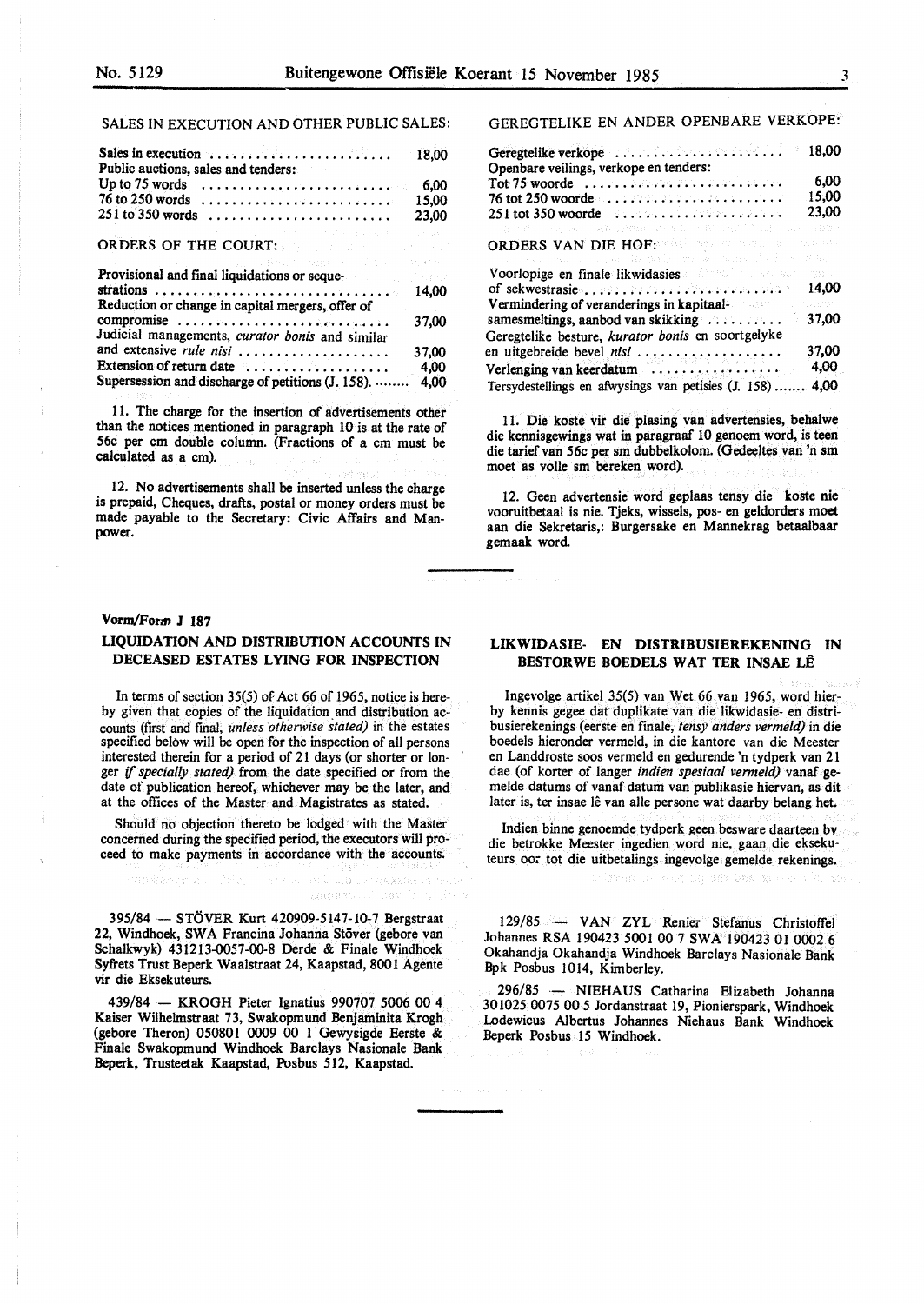SALES IN EXECUTION AND OTHER PUBLIC SALES:

| | |
|---|---|
| Sales in execution | 18,00 |
| Public auctions, sales and tenders: | |
| Up to 75 words | 6,00 |
| 76 to 250 words | 15,00 |
| 251 to 350 words | 23,00 |

ORDERS OF THE COURT:

| | |
|---|---|
| Provisional and final liquidations or sequestrations | 14,00 |
| Reduction or change in capital mergers, offer of compromise | 37,00 |
| Judicial managements, *curator bonis* and similar and extensive *rule nisi* | 37,00 |
| Extension of return date | 4,00 |
| Supersession and discharge of petitions (J. 158). | 4,00 |

11. The charge for the insertion of advertisements other than the notices mentioned in paragraph 10 is at the rate of 56c per cm double column. (Fractions of a cm must be calculated as a cm).

12. No advertisements shall be inserted unless the charge is prepaid, Cheques, drafts, postal or money orders must be made payable to the Secretary: Civic Affairs and Manpower.

GEREGTELIKE EN ANDER OPENBARE VERKOPE:

| | |
|---|---|
| Geregtelike verkope | 18,00 |
| Openbare veilings, verkope en tenders: | |
| Tot 75 woorde | 6,00 |
| 76 tot 250 woorde | 15,00 |
| 251 tot 350 woorde | 23,00 |

ORDERS VAN DIE HOF:

| | |
|---|---|
| Voorlopige en finale likwidasies of sekwestrasie | 14,00 |
| Vermindering of veranderings in kapitaalsamesmeltings, aanbod van skikking | 37,00 |
| Geregtelike besture, *kurator bonis* en soortgelyke en uitgebreide bevel *nisi* | 37,00 |
| Verlenging van keerdatum | 4,00 |
| Tersydestellings en afwysings van petisies (J. 158) | 4,00 |

11. Die koste vir die plasing van advertensies, behalwe die kennisgewings wat in paragraaf 10 genoem word, is teen die tarief van 56c per sm dubbelkolom. (Gedeeltes van 'n sm moet as volle sm bereken word).

12. Geen advertensie word geplaas tensy die koste nie vooruitbetaal is nie. Tjeks, wissels, pos- en geldorders moet aan die Sekretaris,: Burgersake en Mannekrag betaalbaar gemaak word.

Vorm/Form J 187

## LIQUIDATION AND DISTRIBUTION ACCOUNTS IN DECEASED ESTATES LYING FOR INSPECTION

In terms of section 35(5) of Act 66 of 1965, notice is hereby given that copies of the liquidation and distribution accounts (first and final, *unless otherwise stated)* in the estates specified below will be open for the inspection of all persons interested therein for a period of 21 days (or shorter or longer *if specially stated)* from the date specified or from the date of publication hereof, whichever may be the later, and at the offices of the Master and Magistrates as stated.

Should no objection thereto be lodged with the Master concerned during the specified period, the executors will proceed to make payments in accordance with the accounts.

395/84 — STÖVER Kurt 420909-5147-10-7 Bergstraat 22, Windhoek, SWA Francina Johanna Stöver (gebore van Schalkwyk) 431213-0057-00-8 Derde & Finale Windhoek Syfrets Trust Beperk Waalstraat 24, Kaapstad, 8001 Agente vir die Eksekuteurs.

439/84 — KROGH Pieter Ignatius 990707 5006 00 4 Kaiser Wilhelmstraat 73, Swakopmund Benjaminita Krogh (gebore Theron) 050801 0009 00 1 Gewysigde Eerste & Finale Swakopmund Windhoek Barclays Nasionale Bank Beperk, Trusteetak Kaapstad, Posbus 512, Kaapstad.

## LIKWIDASIE- EN DISTRIBUSIEREKENING IN BESTORWE BOEDELS WAT TER INSAE LÊ

Ingevolge artikel 35(5) van Wet 66 van 1965, word hierby kennis gegee dat duplikate van die likwidasie- en distribusierekenings (eerste en finale, *tensy anders vermeld)* in die boedels hieronder vermeld, in die kantore van die Meester en Landdroste soos vermeld en gedurende 'n tydperk van 21 dae (of korter of langer *indien spesiaal vermeld)* vanaf gemelde datums of vanaf datum van publikasie hiervan, as dit later is, ter insae lê van alle persone wat daarby belang het.

Indien binne genoemde tydperk geen besware daarteen by die betrokke Meester ingedien word nie, gaan die eksekuteurs oor tot die uitbetalings ingevolge gemelde rekenings.

129/85 — VAN ZYL Renier Stefanus Christoffel Johannes RSA 190423 5001 00 7 SWA 190423 01 0002 6 Okahandja Okahandja Windhoek Barclays Nasionale Bank Bpk Posbus 1014, Kimberley.

296/85 — NIEHAUS Catharina Elizabeth Johanna 301025 0075 00 5 Jordanstraat 19, Pionierspark, Windhoek Lodewicus Albertus Johannes Niehaus Bank Windhoek Beperk Posbus 15 Windhoek.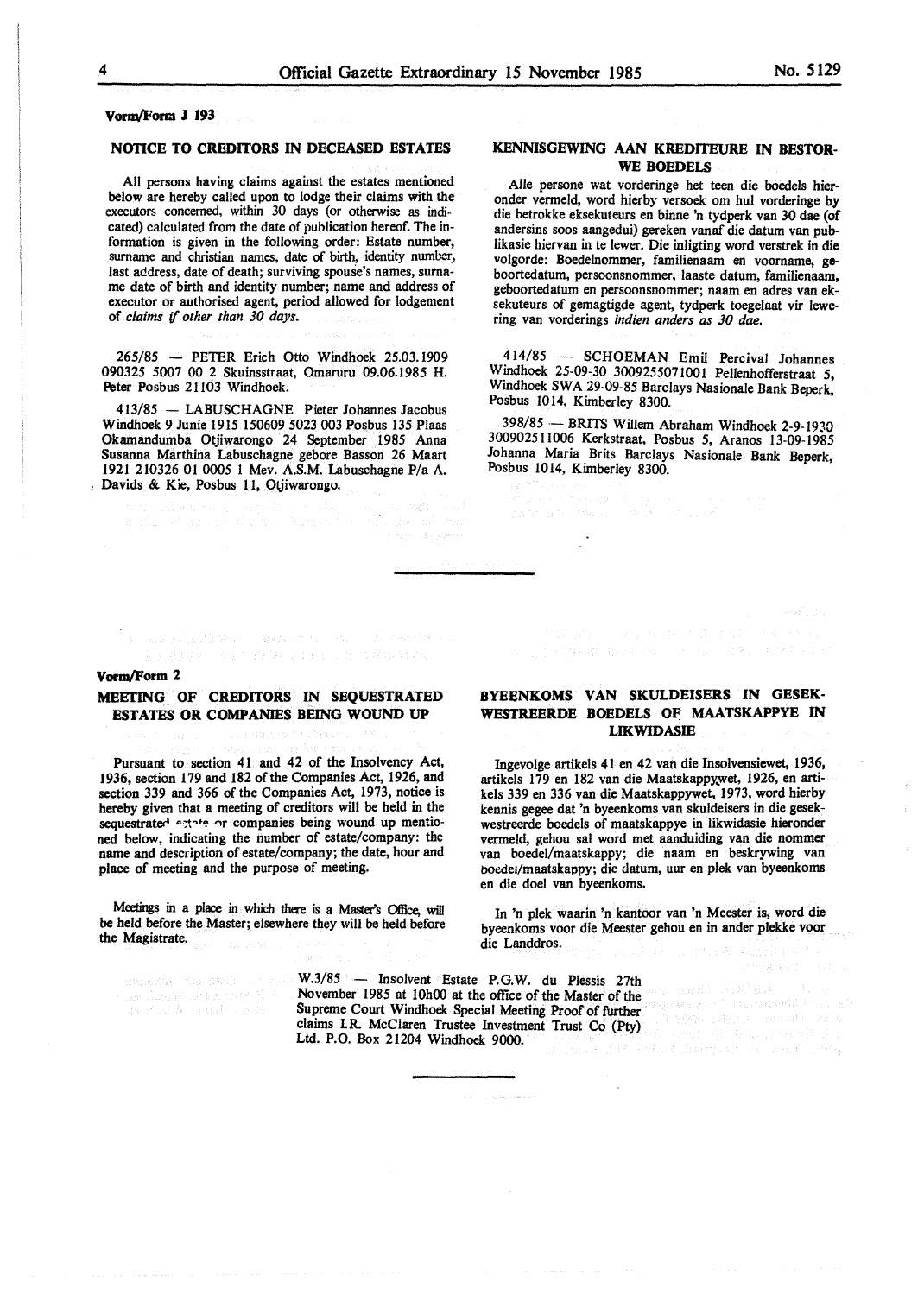**Vorm/Form J 193**

## NOTICE TO CREDITORS IN DECEASED ESTATES

All persons having claims against the estates mentioned below are hereby called upon to lodge their claims with the executors concerned, within 30 days (or otherwise as indicated) calculated from the date of publication hereof. The information is given in the following order: Estate number, surname and christian names, date of birth, identity number, last address, date of death; surviving spouse's names, surname date of birth and identity number; name and address of executor or authorised agent, period allowed for lodgement of *claims if other than 30 days.*

265/85 — PETER Erich Otto Windhoek 25.03.1909 090325 5007 00 2 Skuinsstraat, Omaruru 09.06.1985 H. Peter Posbus 21103 Windhoek.

413/85 — LABUSCHAGNE Pieter Johannes Jacobus Windhoek 9 Junie 1915 150609 5023 003 Posbus 135 Plaas Okamandumba Otjiwarongo 24 September 1985 Anna Susanna Marthina Labuschagne gebore Basson 26 Maart 1921 210326 01 0005 1 Mev. A.S.M. Labuschagne P/a A. Davids & Kie, Posbus 11, Otjiwarongo.

## KENNISGEWING AAN KREDITEURE IN BESTORWE BOEDELS

Alle persone wat vorderinge het teen die boedels hieronder vermeld, word hierby versoek om hul vorderinge by die betrokke eksekuteurs en binne 'n tydperk van 30 dae (of andersins soos aangedui) gereken vanaf die datum van publikasie hiervan in te lewer. Die inligting word verstrek in die volgorde: Boedelnommer, familienaam en voorname, geboortedatum, persoonsnommer, laaste datum, familienaam, geboortedatum en persoonsnommer; naam en adres van eksekuteurs of gemagtigde agent, tydperk toegelaat vir lewering van vorderings *indien anders as 30 dae.*

414/85 — SCHOEMAN Emil Percival Johannes Windhoek 25-09-30 3009255071001 Pellenhofferstraat 5, Windhoek SWA 29-09-85 Barclays Nasionale Bank Beperk, Posbus 1014, Kimberley 8300.

398/85 — BRITS Willem Abraham Windhoek 2-9-1930 300902511006 Kerkstraat, Posbus 5, Aranos 13-09-1985 Johanna Maria Brits Barclays Nasionale Bank Beperk, Posbus 1014, Kimberley 8300.

---

**Vorm/Form 2**

## MEETING OF CREDITORS IN SEQUESTRATED ESTATES OR COMPANIES BEING WOUND UP

Pursuant to section 41 and 42 of the Insolvency Act, 1936, section 179 and 182 of the Companies Act, 1926, and section 339 and 366 of the Companies Act, 1973, notice is hereby given that a meeting of creditors will be held in the sequestrated estate or companies being wound up mentioned below, indicating the number of estate/company: the name and description of estate/company; the date, hour and place of meeting and the purpose of meeting.

Meetings in a place in which there is a Master's Office, will be held before the Master; elsewhere they will be held before the Magistrate.

## BYEENKOMS VAN SKULDEISERS IN GESEKWESTREERDE BOEDELS OF MAATSKAPPYE IN LIKWIDASIE

Ingevolge artikels 41 en 42 van die Insolvensiewet, 1936, artikels 179 en 182 van die Maatskappywet, 1926, en artikels 339 en 336 van die Maatskappywet, 1973, word hierby kennis gegee dat 'n byeenkoms van skuldeisers in die gesekwestreerde boedels of maatskappye in likwidasie hieronder vermeld, gehou sal word met aanduiding van die nommer van boedel/maatskappy; die naam en beskrywing van boedel/maatskappy; die datum, uur en plek van byeenkoms en die doel van byeenkoms.

In 'n plek waarin 'n kantoor van 'n Meester is, word die byeenkoms voor die Meester gehou en in ander plekke voor die Landdros.

W.3/85 — Insolvent Estate P.G.W. du Plessis 27th November 1985 at 10h00 at the office of the Master of the Supreme Court Windhoek Special Meeting Proof of further claims I.R. McClaren Trustee Investment Trust Co (Pty) Ltd. P.O. Box 21204 Windhoek 9000.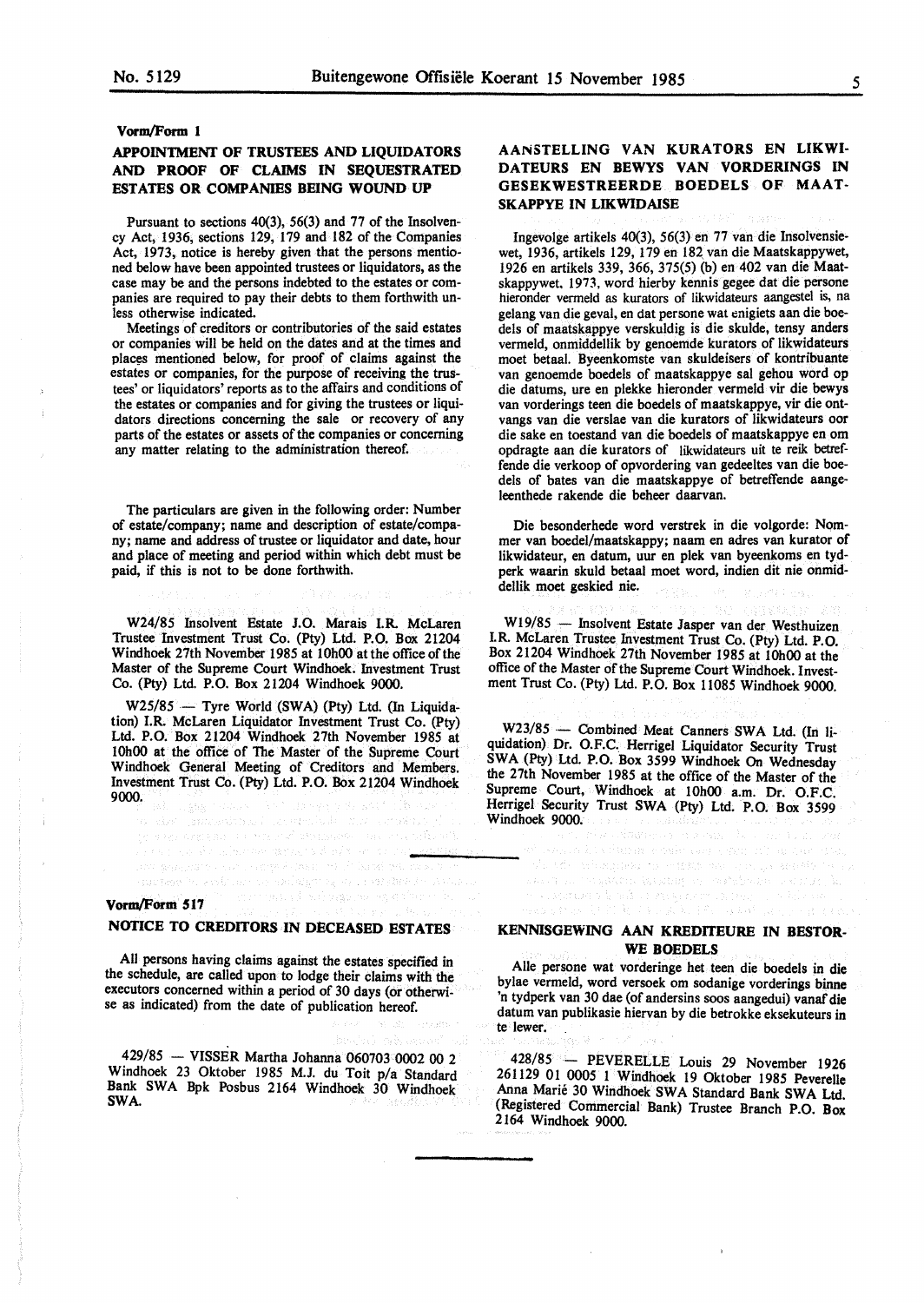Vorm/Form 1

## APPOINTMENT OF TRUSTEES AND LIQUIDATORS AND PROOF OF CLAIMS IN SEQUESTRATED ESTATES OR COMPANIES BEING WOUND UP

Pursuant to sections 40(3), 56(3) and 77 of the Insolvency Act, 1936, sections 129, 179 and 182 of the Companies Act, 1973, notice is hereby given that the persons mentioned below have been appointed trustees or liquidators, as the case may be and the persons indebted to the estates or companies are required to pay their debts to them forthwith unless otherwise indicated.

Meetings of creditors or contributories of the said estates or companies will be held on the dates and at the times and places mentioned below, for proof of claims against the estates or companies, for the purpose of receiving the trustees' or liquidators' reports as to the affairs and conditions of the estates or companies and for giving the trustees or liquidators directions concerning the sale or recovery of any parts of the estates or assets of the companies or concerning any matter relating to the administration thereof.

The particulars are given in the following order: Number of estate/company; name and description of estate/company; name and address of trustee or liquidator and date, hour and place of meeting and period within which debt must be paid, if this is not to be done forthwith.

W24/85 Insolvent Estate J.O. Marais I.R. McLaren Trustee Investment Trust Co. (Pty) Ltd. P.O. Box 21204 Windhoek 27th November 1985 at 10h00 at the office of the Master of the Supreme Court Windhoek. Investment Trust Co. (Pty) Ltd. P.O. Box 21204 Windhoek 9000.

W25/85 — Tyre World (SWA) (Pty) Ltd. (In Liquidation) I.R. McLaren Liquidator Investment Trust Co. (Pty) Ltd. P.O. Box 21204 Windhoek 27th November 1985 at 10h00 at the office of The Master of the Supreme Court Windhoek General Meeting of Creditors and Members. Investment Trust Co. (Pty) Ltd. P.O. Box 21204 Windhoek 9000.

## AANSTELLING VAN KURATORS EN LIKWIDATEURS EN BEWYS VAN VORDERINGS IN GESEKWESTREERDE BOEDELS OF MAATSKAPPYE IN LIKWIDAISE

Ingevolge artikels 40(3), 56(3) en 77 van die Insolvensiewet, 1936, artikels 129, 179 en 182 van die Maatskappywet, 1926 en artikels 339, 366, 375(5) (b) en 402 van die Maatskappywet, 1973, word hierby kennis gegee dat die persone hieronder vermeld as kurators of likwidateurs aangestel is, na gelang van die geval, en dat persone wat enigiets aan die boedels of maatskappye verskuldig is die skulde, tensy anders vermeld, onmiddellik by genoemde kurators of likwidateurs moet betaal. Byeenkomste van skuldeisers of kontribuante van genoemde boedels of maatskappye sal gehou word op die datums, ure en plekke hieronder vermeld vir die bewys van vorderings teen die boedels of maatskappye, vir die ontvangs van die verslae van die kurators of likwidateurs oor die sake en toestand van die boedels of maatskappye en om opdragte aan die kurators of likwidateurs uit te reik betreffende die verkoop of opvordering van gedeeltes van die boedels of bates van die maatskappye of betreffende aangeleenthede rakende die beheer daarvan.

Die besonderhede word verstrek in die volgorde: Nommer van boedel/maatskappy; naam en adres van kurator of likwidateur, en datum, uur en plek van byeenkoms en tydperk waarin skuld betaal moet word, indien dit nie onmiddellik moet geskied nie.

W19/85 — Insolvent Estate Jasper van der Westhuizen I.R. McLaren Trustee Investment Trust Co. (Pty) Ltd. P.O. Box 21204 Windhoek 27th November 1985 at 10h00 at the office of the Master of the Supreme Court Windhoek. Investment Trust Co. (Pty) Ltd. P.O. Box 11085 Windhoek 9000.

W23/85 — Combined Meat Canners SWA Ltd. (In liquidation) Dr. O.F.C. Herrigel Liquidator Security Trust SWA (Pty) Ltd. P.O. Box 3599 Windhoek On Wednesday the 27th November 1985 at the office of the Master of the Supreme Court, Windhoek at 10h00 a.m. Dr. O.F.C. Herrigel Security Trust SWA (Pty) Ltd. P.O. Box 3599 Windhoek 9000.

Vorm/Form 517

## NOTICE TO CREDITORS IN DECEASED ESTATES

All persons having claims against the estates specified in the schedule, are called upon to lodge their claims with the executors concerned within a period of 30 days (or otherwise as indicated) from the date of publication hereof.

429/85 — VISSER Martha Johanna 060703 0002 00 2 Windhoek 23 Oktober 1985 M.J. du Toit p/a Standard Bank SWA Bpk Posbus 2164 Windhoek 30 Windhoek SWA.

## KENNISGEWING AAN KREDITEURE IN BESTORWE BOEDELS

Alle persone wat vorderinge het teen die boedels in die bylae vermeld, word versoek om sodanige vorderings binne 'n tydperk van 30 dae (of andersins soos aangedui) vanaf die datum van publikasie hiervan by die betrokke eksekuteurs in te lewer.

428/85 — PEVERELLE Louis 29 November 1926 261129 01 0005 1 Windhoek 19 Oktober 1985 Peverelle Anna Marié 30 Windhoek SWA Standard Bank SWA Ltd. (Registered Commercial Bank) Trustee Branch P.O. Box 2164 Windhoek 9000.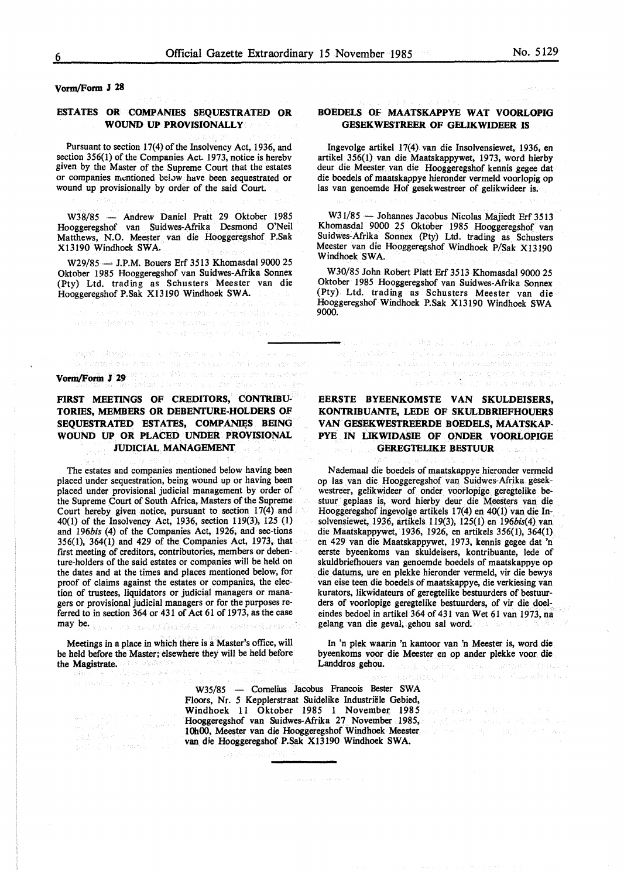Vorm/Form J 28

## ESTATES OR COMPANIES SEQUESTRATED OR WOUND UP PROVISIONALLY

Pursuant to section 17(4) of the Insolvency Act, 1936, and section 356(1) of the Companies Act 1973, notice is hereby given by the Master of the Supreme Court that the estates or companies mentioned below have been sequestrated or wound up provisionally by order of the said Court.

W38/85 — Andrew Daniel Pratt 29 Oktober 1985 Hooggeregshof van Suidwes-Afrika Desmond O'Neil Matthews, N.O. Meester van die Hooggeregshof P.Sak X13190 Windhoek SWA.

W29/85 — J.P.M. Bouers Erf 3513 Khomasdal 9000 25 Oktober 1985 Hooggeregshof van Suidwes-Afrika Sonnex (Pty) Ltd. trading as Schusters Meester van die Hooggeregshof P.Sak X13190 Windhoek SWA.

## BOEDELS OF MAATSKAPPYE WAT VOORLOPIG GESEKWESTREER OF GELIKWIDEER IS

Ingevolge artikel 17(4) van die Insolvensiewet, 1936, en artikel 356(1) van die Maatskappywet, 1973, word hierby deur die Meester van die Hooggeregshof kennis gegee dat die boedels of maatskappye hieronder vermeld voorlopig op las van genoemde Hof gesekwestreer of gelikwideer is.

W31/85 — Johannes Jacobus Nicolas Majiedt Erf 3513 Khomasdal 9000 25 Oktober 1985 Hooggeregshof van Suidwes-Afrika Sonnex (Pty) Ltd. trading as Schusters Meester van die Hooggeregshof Windhoek P/Sak X13190 Windhoek SWA.

W30/85 John Robert Platt Erf 3513 Khomasdal 9000 25 Oktober 1985 Hooggeregshof van Suidwes-Afrika Sonnex (Pty) Ltd. trading as Schusters Meester van die Hooggeregshof Windhoek P.Sak X13190 Windhoek SWA 9000.

---

Vorm/Form J 29

## FIRST MEETINGS OF CREDITORS, CONTRIBUTORIES, MEMBERS OR DEBENTURE-HOLDERS OF SEQUESTRATED ESTATES, COMPANIES BEING WOUND UP OR PLACED UNDER PROVISIONAL JUDICIAL MANAGEMENT

The estates and companies mentioned below having been placed under sequestration, being wound up or having been placed under provisional judicial management by order of the Supreme Court of South Africa, Masters of the Supreme Court hereby given notice, pursuant to section 17(4) and 40(1) of the Insolvency Act, 1936, section 119(3), 125 (1) and 196*bis* (4) of the Companies Act, 1926, and sec-tions 356(1), 364(1) and 429 of the Companies Act, 1973, that first meeting of creditors, contributories, members or debenture-holders of the said estates or companies will be held on the dates and at the times and places mentioned below, for proof of claims against the estates or companies, the election of trustees, liquidators or judicial managers or managers or provisional judicial managers or for the purposes referred to in section 364 or 431 of Act 61 of 1973, as the case may be.

Meetings in a place in which there is a Master's office, will be held before the Master; elsewhere they will be held before the Magistrate.

## EERSTE BYEENKOMSTE VAN SKULDEISERS, KONTRIBUANTE, LEDE OF SKULDBRIEFHOUERS VAN GESEKWESTREERDE BOEDELS, MAATSKAPPYE IN LIKWIDASIE OF ONDER VOORLOPIGE GEREGTELIKE BESTUUR

Nademaal die boedels of maatskappye hieronder vermeld op las van die Hooggeregshof van Suidwes-Afrika gesekwestreer, gelikwideer of onder voorlopige geregtelike bestuur geplaas is, word hierby deur die Meesters van die Hooggeregshof ingevolge artikels 17(4) en 40(1) van die Insolvensiewet, 1936, artikels 119(3), 125(1) en 196*bis*(4) van die Maatskappywet, 1936, 1926, en artikels 356(1), 364(1) en 429 van die Maatskappywet, 1973, kennis gegee dat 'n eerste byeenkoms van skuldeisers, kontribuante, lede of skuldbriefhouers van genoemde boedels of maatskappye op die datums, ure en plekke hieronder vermeld, vir die bewys van eise teen die boedels of maatskappye, die verkiesing van kurators, likwidateurs of geregtelike bestuurders of bestuurders of voorlopige geregtelike bestuurders, of vir die doeleindes bedoel in artikel 364 of 431 van Wet 61 van 1973, na gelang van die geval, gehou sal word.

In 'n plek waarin 'n kantoor van 'n Meester is, word die byeenkoms voor die Meester en op ander plekke voor die Landdros gehou.

W35/85 — Cornelius Jacobus Francois Bester SWA Floors, Nr. 5 Kepplerstraat Suidelike Industriële Gebied, Windhoek 11 Oktober 1985 1 November 1985 Hooggeregshof van Suidwes-Afrika 27 November 1985, 10h00, Meester van die Hooggeregshof Windhoek Meester van die Hooggeregshof P.Sak X13190 Windhoek SWA.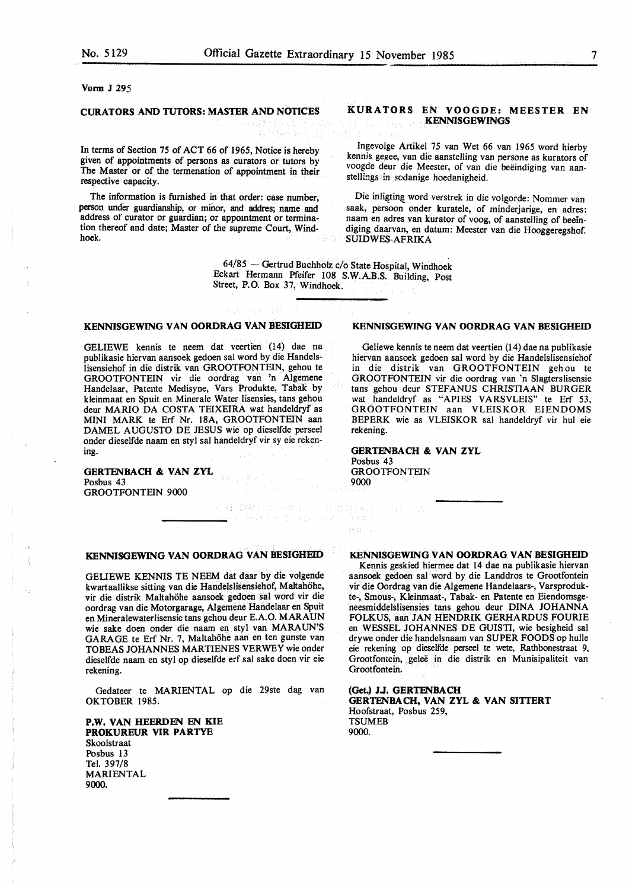Vorm J 295

## CURATORS AND TUTORS: MASTER AND NOTICES

In terms of Section 75 of ACT 66 of 1965, Notice is hereby given of appointments of persons as curators or tutors by The Master or of the termenation of appointment in their respective capacity.

The information is furnished in that order: case number, person under guardianship, or minor, and addres; name and address of curator or guardian; or appointment or termination thereof and date; Master of the supreme Court, Windhoek.

## KURATORS EN VOOGDE: MEESTER EN KENNISGEWINGS

Ingevolge Artikel 75 van Wet 66 van 1965 word hierby kennis gegee, van die aanstelling van persone as kurators of voogde deur die Meester, of van die beëindiging van aanstellings in sodanige hoedanigheid.

Die inligting word verstrek in die volgorde: Nommer van saak, persoon onder kuratele, of minderjarige, en adres: naam en adres van kurator of voog, of aanstelling of beëindiging daarvan, en datum: Meester van die Hooggeregshof. SUIDWES-AFRIKA

64/85 — Gertrud Buchholz c/o State Hospital, Windhoek Eckart Hermann Pfeifer 108 S.W.A.B.S. Building, Post Street, P.O. Box 37, Windhoek.

---

### KENNISGEWING VAN OORDRAG VAN BESIGHEID

GELIEWE kennis te neem dat veertien (14) dae na publikasie hiervan aansoek gedoen sal word by die Handelslisensiehof in die distrik van GROOTFONTEIN, gehou te GROOTFONTEIN vir die oordrag van 'n Algemene Handelaar, Patente Medisyne, Vars Produkte, Tabak by kleinmaat en Spuit en Minerale Water lisensies, tans gehou deur MARIO DA COSTA TEIXEIRA wat handeldryf as MINI MARK te Erf Nr. 18A, GROOTFONTEIN aan DAMEL AUGUSTO DE JESUS wie op dieselfde perseel onder dieselfde naam en styl sal handeldryf vir sy eie rekening.

**GERTENBACH & VAN ZYL**
Posbus 43
GROOTFONTEIN 9000

---

### KENNISGEWING VAN OORDRAG VAN BESIGHEID

Geliewe kennis te neem dat veertien (14) dae na publikasie hiervan aansoek gedoen sal word by die Handelslisensiehof in die distrik van GROOTFONTEIN gehou te GROOTFONTEIN vir die oordrag van 'n Slagterslisensie tans gehou deur STEFANUS CHRISTIAAN BURGER wat handeldryf as "APIES VARSVLEIS" te Erf 53, GROOTFONTEIN aan VLEISKOR EIENDOMS BEPERK wie as VLEISKOR sal handeldryf vir hul eie rekening.

**GERTENBACH & VAN ZYL**
Posbus 43
GROOTFONTEIN
9000

---

### KENNISGEWING VAN OORDRAG VAN BESIGHEID

GELIEWE KENNIS TE NEEM dat daar by die volgende kwartaallikse sitting van die Handelslisensiehof, Maltahöhe, vir die distrik Maltahöhe aansoek gedoen sal word vir die oordrag van die Motorgarage, Algemene Handelaar en Spuit en Mineralewaterlisensie tans gehou deur E.A.O. MARAUN wie sake doen onder die naam en styl van MARAUN'S GARAGE te Erf Nr. 7, Maltahöhe aan en ten gunste van TOBEAS JOHANNES MARTIENES VERWEY wie onder dieselfde naam en styl op dieselfde erf sal sake doen vir eie rekening.

Gedateer te MARIENTAL op die 29ste dag van OKTOBER 1985.

**P.W. VAN HEERDEN EN KIE**
**PROKUREUR VIR PARTYE**
Skoolstraat
Posbus 13
Tel. 397/8
MARIENTAL
9000.

---

### KENNISGEWING VAN OORDRAG VAN BESIGHEID

Kennis geskied hiermee dat 14 dae na publikasie hiervan aansoek gedoen sal word by die Landdros te Grootfontein vir die Oordrag van die Algemene Handelaars-, Varsprodukte-, Smous-, Kleinmaat-, Tabak- en Patente en Eiendomsgeneesmiddelslisensies tans gehou deur DINA JOHANNA FOLKUS, aan JAN HENDRIK GERHARDUS FOURIE en WESSEL JOHANNES DE GUISTI, wie besigheid sal drywe onder die handelsnaam van SUPER FOODS op hulle eie rekening op dieselfde perseel te wete, Rathbonestraat 9, Grootfontein, geleë in die distrik en Munisipaliteit van Grootfontein.

**(Get.) J.J. GERTENBACH**
**GERTENBACH, VAN ZYL & VAN SITTERT**
Hoofstraat, Posbus 259,
TSUMEB
9000.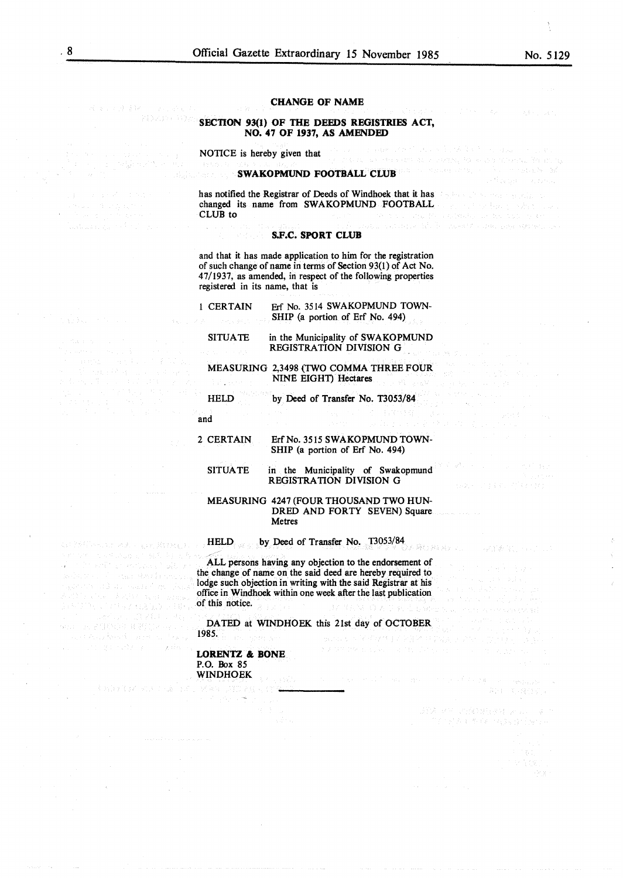## CHANGE OF NAME

### SECTION 93(1) OF THE DEEDS REGISTRIES ACT, NO. 47 OF 1937, AS AMENDED

NOTICE is hereby given that

**SWAKOPMUND FOOTBALL CLUB**

has notified the Registrar of Deeds of Windhoek that it has changed its name from SWAKOPMUND FOOTBALL CLUB to

**S.F.C. SPORT CLUB**

and that it has made application to him for the registration of such change of name in terms of Section 93(1) of Act No. 47/1937, as amended, in respect of the following properties registered in its name, that is

| | |
|---|---|
| 1 CERTAIN | Erf No. 3514 SWAKOPMUND TOWNSHIP (a portion of Erf No. 494) |
| SITUATE | in the Municipality of SWAKOPMUND REGISTRATION DIVISION G |
| MEASURING | 2,3498 (TWO COMMA THREE FOUR NINE EIGHT) Hectares |
| HELD | by Deed of Transfer No. T3053/84 |

and

| | |
|---|---|
| 2 CERTAIN | Erf No. 3515 SWAKOPMUND TOWNSHIP (a portion of Erf No. 494) |
| SITUATE | in the Municipality of Swakopmund REGISTRATION DIVISION G |
| MEASURING | 4247 (FOUR THOUSAND TWO HUNDRED AND FORTY SEVEN) Square Metres |
| HELD | by Deed of Transfer No. T3053/84 |

ALL persons having any objection to the endorsement of the change of name on the said deed are hereby required to lodge such objection in writing with the said Registrar at his office in Windhoek within one week after the last publication of this notice.

DATED at WINDHOEK this 21st day of OCTOBER 1985.

**LORENTZ & BONE**
P.O. Box 85
WINDHOEK